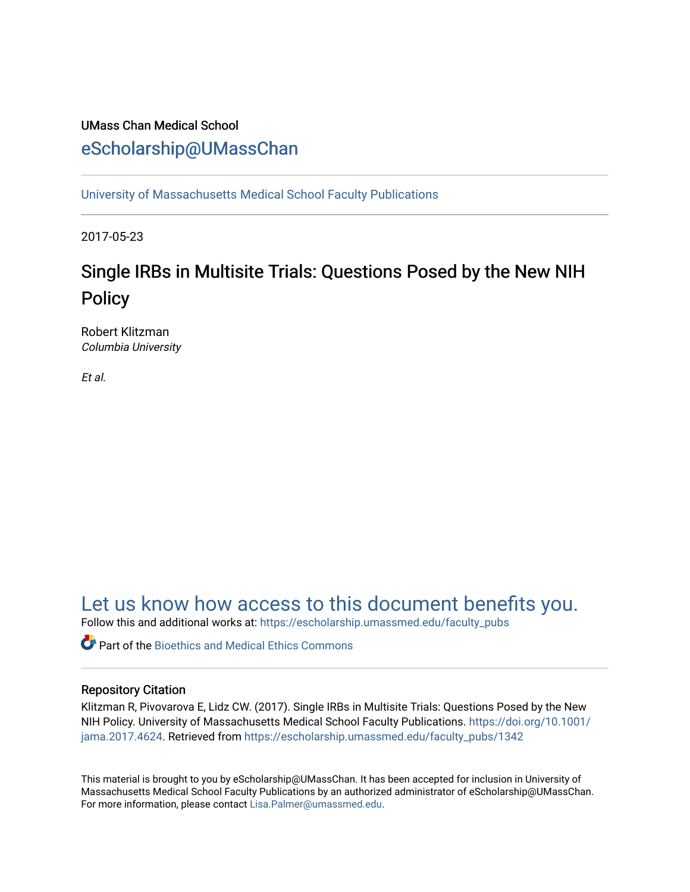UMass Chan Medical School

eScholarship@UMassChan

University of Massachusetts Medical School Faculty Publications

2017-05-23

# Single IRBs in Multisite Trials: Questions Posed by the New NIH Policy

Robert Klitzman
*Columbia University*

*Et al.*

Let us know how access to this document benefits you.

Follow this and additional works at: https://escholarship.umassmed.edu/faculty_pubs

Part of the Bioethics and Medical Ethics Commons

## Repository Citation

Klitzman R, Pivovarova E, Lidz CW. (2017). Single IRBs in Multisite Trials: Questions Posed by the New NIH Policy. University of Massachusetts Medical School Faculty Publications. https://doi.org/10.1001/jama.2017.4624. Retrieved from https://escholarship.umassmed.edu/faculty_pubs/1342

This material is brought to you by eScholarship@UMassChan. It has been accepted for inclusion in University of Massachusetts Medical School Faculty Publications by an authorized administrator of eScholarship@UMassChan. For more information, please contact Lisa.Palmer@umassmed.edu.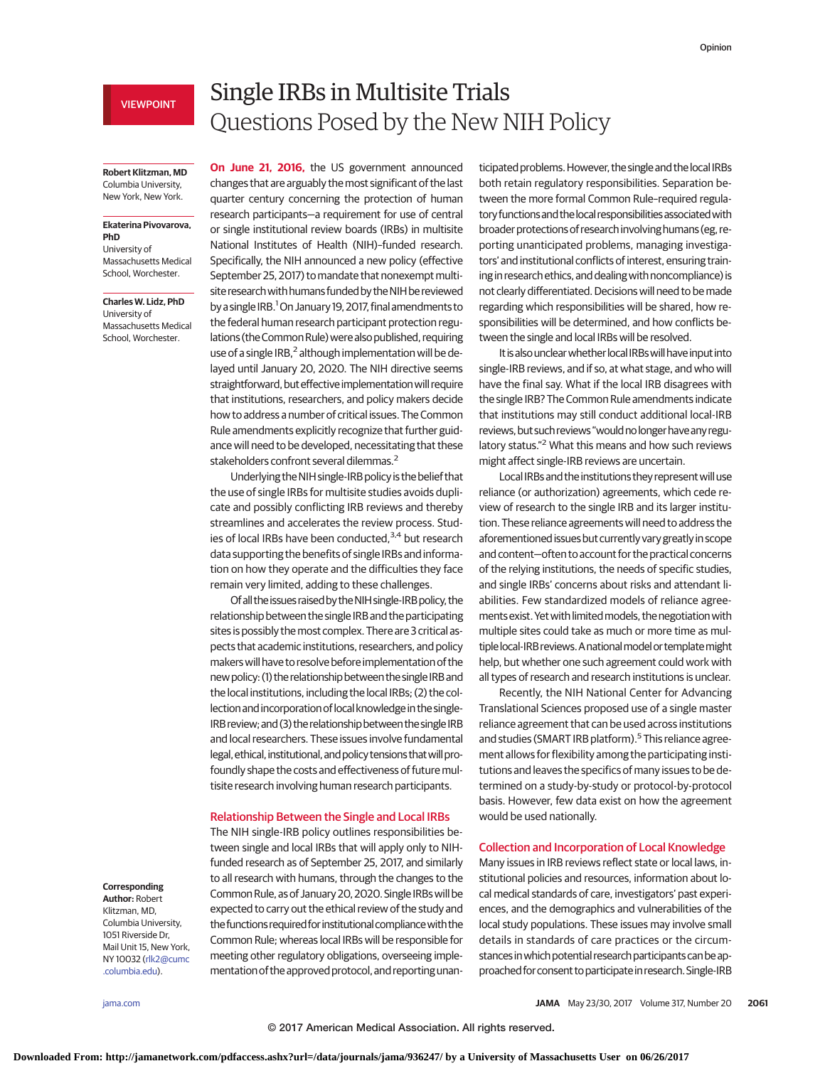VIEWPOINT

# Single IRBs in Multisite Trials

## Questions Posed by the New NIH Policy

**Robert Klitzman, MD**
Columbia University, New York, New York.

**Ekaterina Pivovarova, PhD**
University of Massachusetts Medical School, Worchester.

**Charles W. Lidz, PhD**
University of Massachusetts Medical School, Worchester.

**Corresponding Author:** Robert Klitzman, MD, Columbia University, 1051 Riverside Dr, Mail Unit 15, New York, NY 10032 (rlk2@cumc.columbia.edu).

**On June 21, 2016,** the US government announced changes that are arguably the most significant of the last quarter century concerning the protection of human research participants—a requirement for use of central or single institutional review boards (IRBs) in multisite National Institutes of Health (NIH)–funded research. Specifically, the NIH announced a new policy (effective September 25, 2017) to mandate that nonexempt multisite research with humans funded by the NIH be reviewed by a single IRB.[1] On January 19, 2017, final amendments to the federal human research participant protection regulations (the Common Rule) were also published, requiring use of a single IRB,[2] although implementation will be delayed until January 20, 2020. The NIH directive seems straightforward, but effective implementation will require that institutions, researchers, and policy makers decide how to address a number of critical issues. The Common Rule amendments explicitly recognize that further guidance will need to be developed, necessitating that these stakeholders confront several dilemmas.[2]

Underlying the NIH single-IRB policy is the belief that the use of single IRBs for multisite studies avoids duplicate and possibly conflicting IRB reviews and thereby streamlines and accelerates the review process. Studies of local IRBs have been conducted,[3,4] but research data supporting the benefits of single IRBs and information on how they operate and the difficulties they face remain very limited, adding to these challenges.

Of all the issues raised by the NIH single-IRB policy, the relationship between the single IRB and the participating sites is possibly the most complex. There are 3 critical aspects that academic institutions, researchers, and policy makers will have to resolve before implementation of the new policy: (1) the relationship between the single IRB and the local institutions, including the local IRBs; (2) the collection and incorporation of local knowledge in the single-IRB review; and (3) the relationship between the single IRB and local researchers. These issues involve fundamental legal, ethical, institutional, and policy tensions that will profoundly shape the costs and effectiveness of future multisite research involving human research participants.

### Relationship Between the Single and Local IRBs

The NIH single-IRB policy outlines responsibilities between single and local IRBs that will apply only to NIH-funded research as of September 25, 2017, and similarly to all research with humans, through the changes to the Common Rule, as of January 20, 2020. Single IRBs will be expected to carry out the ethical review of the study and the functions required for institutional compliance with the Common Rule; whereas local IRBs will be responsible for meeting other regulatory obligations, overseeing implementation of the approved protocol, and reporting unanticipated problems. However, the single and the local IRBs both retain regulatory responsibilities. Separation between the more formal Common Rule–required regulatory functions and the local responsibilities associated with broader protections of research involving humans (eg, reporting unanticipated problems, managing investigators' and institutional conflicts of interest, ensuring training in research ethics, and dealing with noncompliance) is not clearly differentiated. Decisions will need to be made regarding which responsibilities will be shared, how responsibilities will be determined, and how conflicts between the single and local IRBs will be resolved.

It is also unclear whether local IRBs will have input into single-IRB reviews, and if so, at what stage, and who will have the final say. What if the local IRB disagrees with the single IRB? The Common Rule amendments indicate that institutions may still conduct additional local-IRB reviews, but such reviews "would no longer have any regulatory status."[2] What this means and how such reviews might affect single-IRB reviews are uncertain.

Local IRBs and the institutions they represent will use reliance (or authorization) agreements, which cede review of research to the single IRB and its larger institution. These reliance agreements will need to address the aforementioned issues but currently vary greatly in scope and content—often to account for the practical concerns of the relying institutions, the needs of specific studies, and single IRBs' concerns about risks and attendant liabilities. Few standardized models of reliance agreements exist. Yet with limited models, the negotiation with multiple sites could take as much or more time as multiple local-IRB reviews. A national model or template might help, but whether one such agreement could work with all types of research and research institutions is unclear.

Recently, the NIH National Center for Advancing Translational Sciences proposed use of a single master reliance agreement that can be used across institutions and studies (SMART IRB platform).[5] This reliance agreement allows for flexibility among the participating institutions and leaves the specifics of many issues to be determined on a study-by-study or protocol-by-protocol basis. However, few data exist on how the agreement would be used nationally.

### Collection and Incorporation of Local Knowledge

Many issues in IRB reviews reflect state or local laws, institutional policies and resources, information about local medical standards of care, investigators' past experiences, and the demographics and vulnerabilities of the local study populations. These issues may involve small details in standards of care practices or the circumstances in which potential research participants can be approached for consent to participate in research. Single-IRB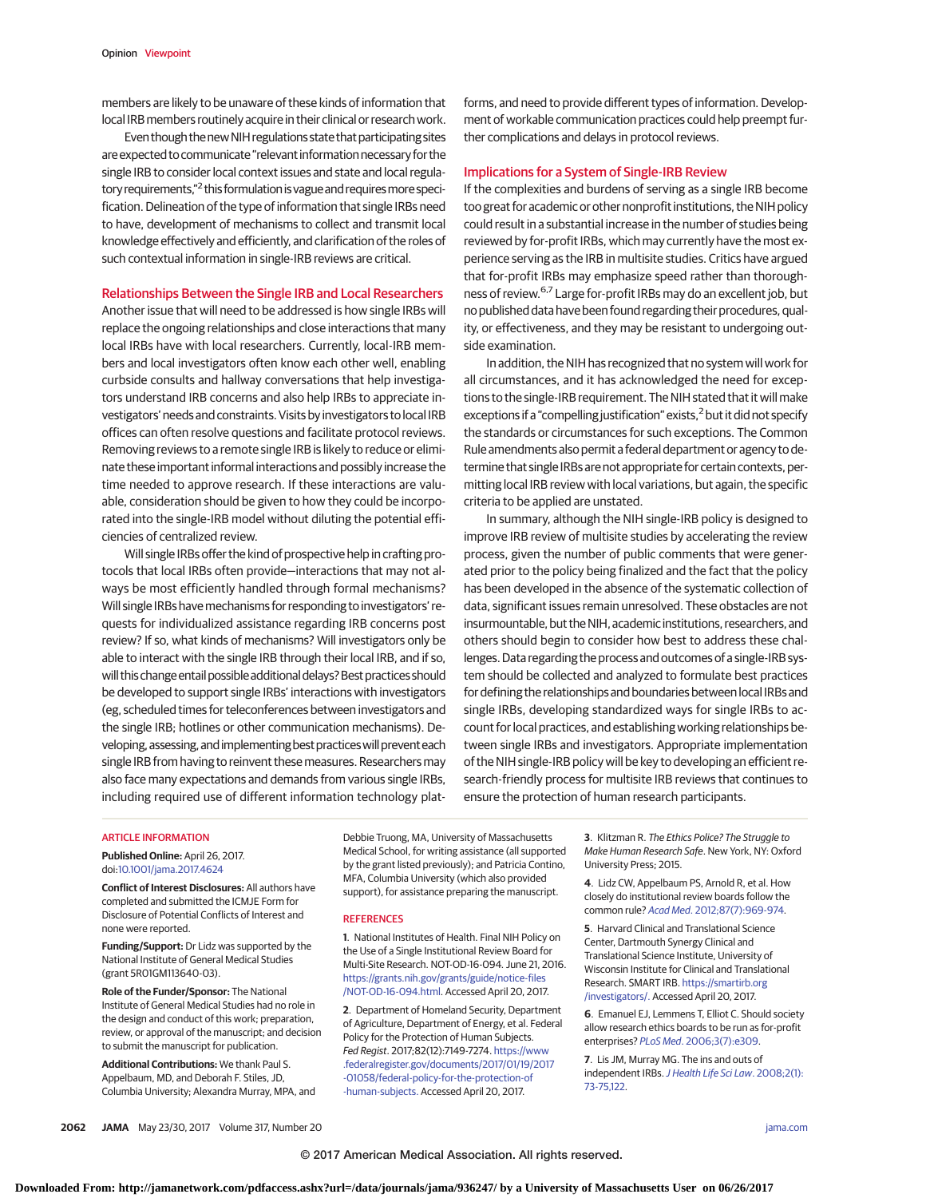members are likely to be unaware of these kinds of information that local IRB members routinely acquire in their clinical or research work.

Even though the new NIH regulations state that participating sites are expected to communicate "relevant information necessary for the single IRB to consider local context issues and state and local regulatory requirements,"[2] this formulation is vague and requires more specification. Delineation of the type of information that single IRBs need to have, development of mechanisms to collect and transmit local knowledge effectively and efficiently, and clarification of the roles of such contextual information in single-IRB reviews are critical.

## Relationships Between the Single IRB and Local Researchers

Another issue that will need to be addressed is how single IRBs will replace the ongoing relationships and close interactions that many local IRBs have with local researchers. Currently, local-IRB members and local investigators often know each other well, enabling curbside consults and hallway conversations that help investigators understand IRB concerns and also help IRBs to appreciate investigators' needs and constraints. Visits by investigators to local IRB offices can often resolve questions and facilitate protocol reviews. Removing reviews to a remote single IRB is likely to reduce or eliminate these important informal interactions and possibly increase the time needed to approve research. If these interactions are valuable, consideration should be given to how they could be incorporated into the single-IRB model without diluting the potential efficiencies of centralized review.

Will single IRBs offer the kind of prospective help in crafting protocols that local IRBs often provide—interactions that may not always be most efficiently handled through formal mechanisms? Will single IRBs have mechanisms for responding to investigators' requests for individualized assistance regarding IRB concerns post review? If so, what kinds of mechanisms? Will investigators only be able to interact with the single IRB through their local IRB, and if so, will this change entail possible additional delays? Best practices should be developed to support single IRBs' interactions with investigators (eg, scheduled times for teleconferences between investigators and the single IRB; hotlines or other communication mechanisms). Developing, assessing, and implementing best practices will prevent each single IRB from having to reinvent these measures. Researchers may also face many expectations and demands from various single IRBs, including required use of different information technology platforms, and need to provide different types of information. Development of workable communication practices could help preempt further complications and delays in protocol reviews.

## Implications for a System of Single-IRB Review

If the complexities and burdens of serving as a single IRB become too great for academic or other nonprofit institutions, the NIH policy could result in a substantial increase in the number of studies being reviewed by for-profit IRBs, which may currently have the most experience serving as the IRB in multisite studies. Critics have argued that for-profit IRBs may emphasize speed rather than thoroughness of review.[6,7] Large for-profit IRBs may do an excellent job, but no published data have been found regarding their procedures, quality, or effectiveness, and they may be resistant to undergoing outside examination.

In addition, the NIH has recognized that no system will work for all circumstances, and it has acknowledged the need for exceptions to the single-IRB requirement. The NIH stated that it will make exceptions if a "compelling justification" exists,[2] but it did not specify the standards or circumstances for such exceptions. The Common Rule amendments also permit a federal department or agency to determine that single IRBs are not appropriate for certain contexts, permitting local IRB review with local variations, but again, the specific criteria to be applied are unstated.

In summary, although the NIH single-IRB policy is designed to improve IRB review of multisite studies by accelerating the review process, given the number of public comments that were generated prior to the policy being finalized and the fact that the policy has been developed in the absence of the systematic collection of data, significant issues remain unresolved. These obstacles are not insurmountable, but the NIH, academic institutions, researchers, and others should begin to consider how best to address these challenges. Data regarding the process and outcomes of a single-IRB system should be collected and analyzed to formulate best practices for defining the relationships and boundaries between local IRBs and single IRBs, developing standardized ways for single IRBs to account for local practices, and establishing working relationships between single IRBs and investigators. Appropriate implementation of the NIH single-IRB policy will be key to developing an efficient research-friendly process for multisite IRB reviews that continues to ensure the protection of human research participants.

### ARTICLE INFORMATION

**Published Online:** April 26, 2017. doi:10.1001/jama.2017.4624

**Conflict of Interest Disclosures:** All authors have completed and submitted the ICMJE Form for Disclosure of Potential Conflicts of Interest and none were reported.

**Funding/Support:** Dr Lidz was supported by the National Institute of General Medical Studies (grant 5R01GM113640-03).

**Role of the Funder/Sponsor:** The National Institute of General Medical Studies had no role in the design and conduct of this work; preparation, review, or approval of the manuscript; and decision to submit the manuscript for publication.

**Additional Contributions:** We thank Paul S. Appelbaum, MD, and Deborah F. Stiles, JD, Columbia University; Alexandra Murray, MPA, and Debbie Truong, MA, University of Massachusetts Medical School, for writing assistance (all supported by the grant listed previously); and Patricia Contino, MFA, Columbia University (which also provided support), for assistance preparing the manuscript.

### REFERENCES

1. National Institutes of Health. Final NIH Policy on the Use of a Single Institutional Review Board for Multi-Site Research. NOT-OD-16-094. June 21, 2016. https://grants.nih.gov/grants/guide/notice-files/NOT-OD-16-094.html. Accessed April 20, 2017.

2. Department of Homeland Security, Department of Agriculture, Department of Energy, et al. Federal Policy for the Protection of Human Subjects. *Fed Regist*. 2017;82(12):7149-7274. https://www.federalregister.gov/documents/2017/01/19/2017-01058/federal-policy-for-the-protection-of-human-subjects. Accessed April 20, 2017.

3. Klitzman R. *The Ethics Police? The Struggle to Make Human Research Safe*. New York, NY: Oxford University Press; 2015.

4. Lidz CW, Appelbaum PS, Arnold R, et al. How closely do institutional review boards follow the common rule? *Acad Med*. 2012;87(7):969-974.

5. Harvard Clinical and Translational Science Center, Dartmouth Synergy Clinical and Translational Science Institute, University of Wisconsin Institute for Clinical and Translational Research. SMART IRB. https://smartirb.org/investigators/. Accessed April 20, 2017.

6. Emanuel EJ, Lemmens T, Elliot C. Should society allow research ethics boards to be run as for-profit enterprises? *PLoS Med*. 2006;3(7):e309.

7. Lis JM, Murray MG. The ins and outs of independent IRBs. *J Health Life Sci Law*. 2008;2(1):73-75,122.